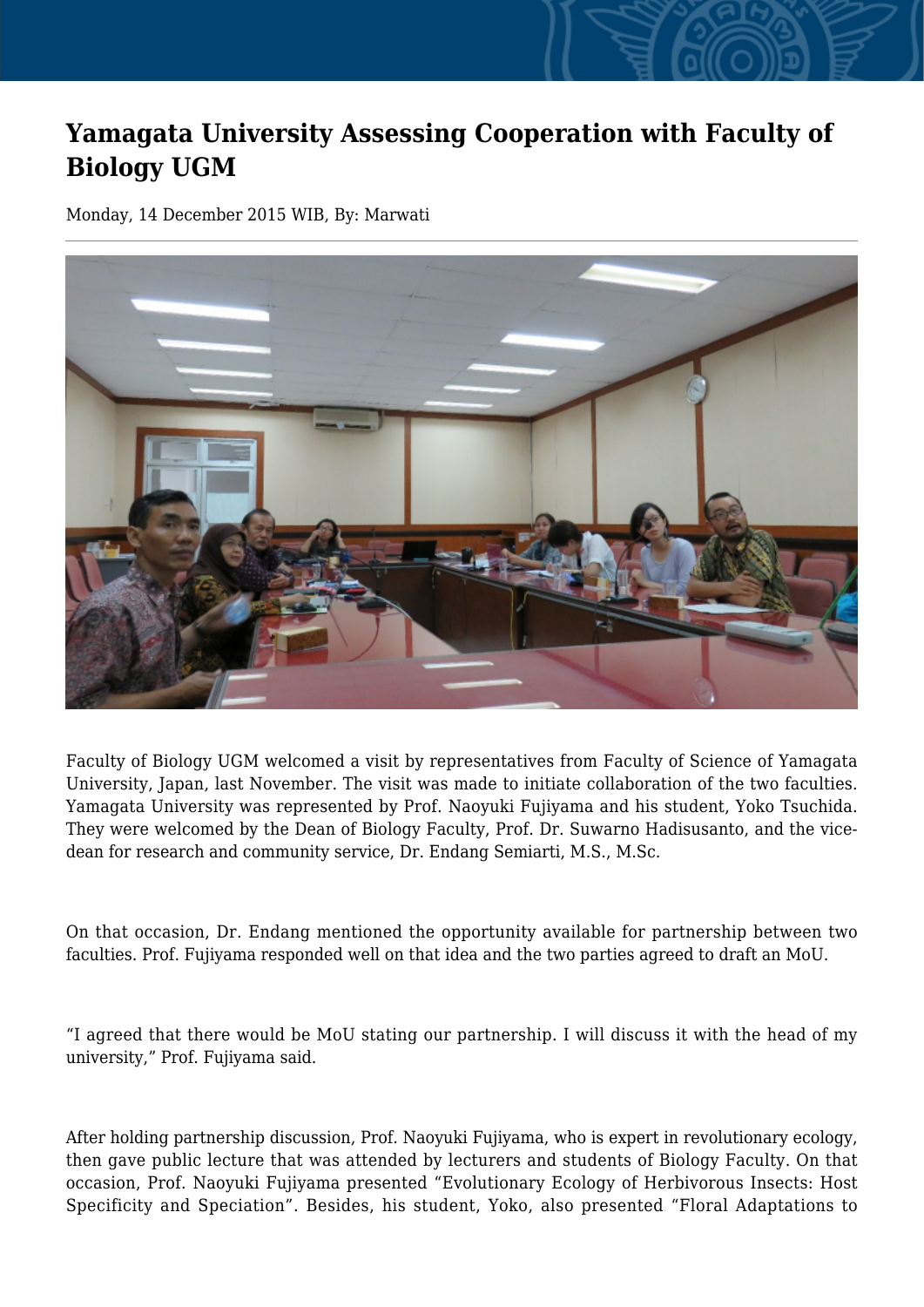# Yamagata University Assessing Cooperation with Faculty of Biology UGM

Monday, 14 December 2015 WIB, By: Marwati

Faculty of Biology UGM welcomed a visit by representatives from Faculty of Science of Yamagata University, Japan, last November. The visit was made to initiate collaboration of the two faculties. Yamagata University was represented by Prof. Naoyuki Fujiyama and his student, Yoko Tsuchida. They were welcomed by the Dean of Biology Faculty, Prof. Dr. Suwarno Hadisusanto, and the vice-dean for research and community service, Dr. Endang Semiarti, M.S., M.Sc.

On that occasion, Dr. Endang mentioned the opportunity available for partnership between two faculties. Prof. Fujiyama responded well on that idea and the two parties agreed to draft an MoU.

“I agreed that there would be MoU stating our partnership. I will discuss it with the head of my university,” Prof. Fujiyama said.

After holding partnership discussion, Prof. Naoyuki Fujiyama, who is expert in revolutionary ecology, then gave public lecture that was attended by lecturers and students of Biology Faculty. On that occasion, Prof. Naoyuki Fujiyama presented “Evolutionary Ecology of Herbivorous Insects: Host Specificity and Speciation”. Besides, his student, Yoko, also presented “Floral Adaptations to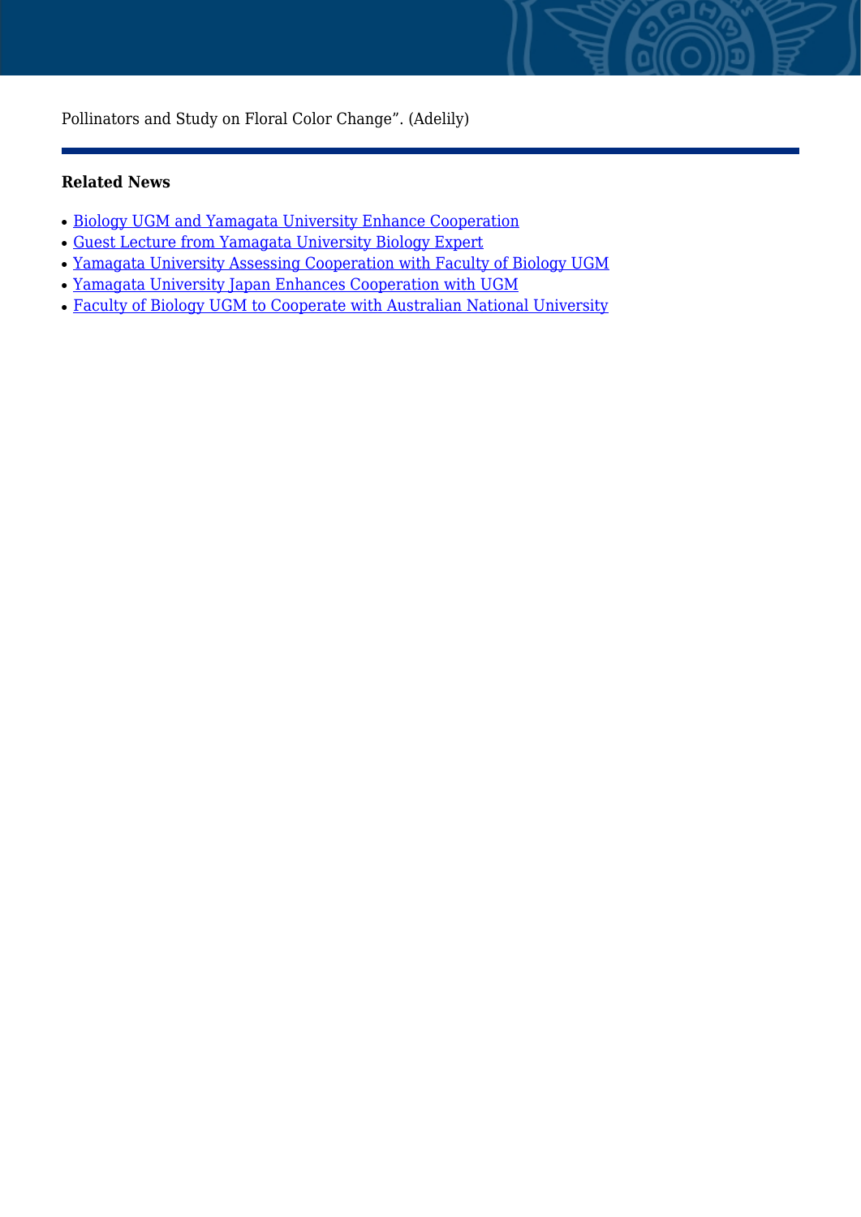Pollinators and Study on Floral Color Change”. (Adelily)

---

**Related News**

- Biology UGM and Yamagata University Enhance Cooperation
- Guest Lecture from Yamagata University Biology Expert
- Yamagata University Assessing Cooperation with Faculty of Biology UGM
- Yamagata University Japan Enhances Cooperation with UGM
- Faculty of Biology UGM to Cooperate with Australian National University